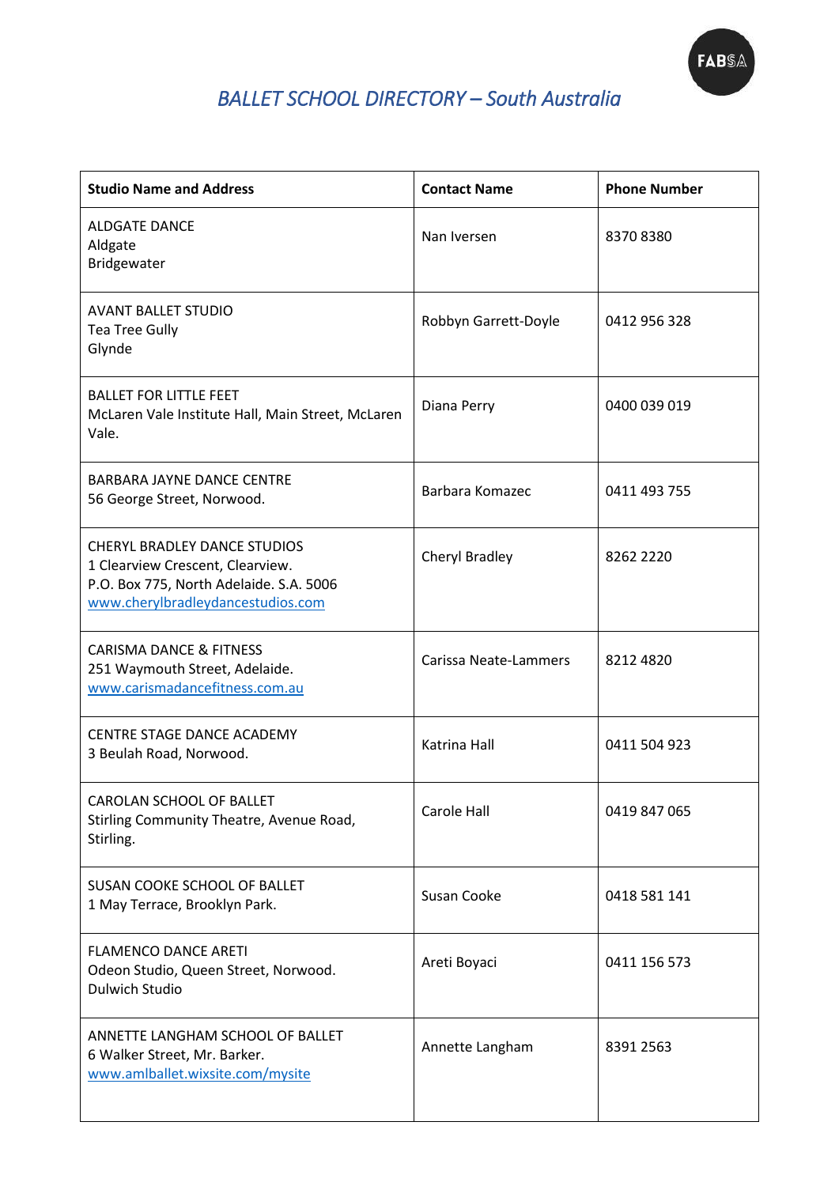# *BALLET SCHOOL DIRECTORY – South Australia*

| Studio Name and Address | Contact Name | Phone Number |
| --- | --- | --- |
| ALDGATE DANCE<br>Aldgate<br>Bridgewater | Nan Iversen | 8370 8380 |
| AVANT BALLET STUDIO<br>Tea Tree Gully<br>Glynde | Robbyn Garrett-Doyle | 0412 956 328 |
| BALLET FOR LITTLE FEET<br>McLaren Vale Institute Hall, Main Street, McLaren Vale. | Diana Perry | 0400 039 019 |
| BARBARA JAYNE DANCE CENTRE<br>56 George Street, Norwood. | Barbara Komazec | 0411 493 755 |
| CHERYL BRADLEY DANCE STUDIOS<br>1 Clearview Crescent, Clearview.<br>P.O. Box 775, North Adelaide. S.A. 5006<br>www.cherylbradleydancestudios.com | Cheryl Bradley | 8262 2220 |
| CARISMA DANCE & FITNESS<br>251 Waymouth Street, Adelaide.<br>www.carismadancefitness.com.au | Carissa Neate-Lammers | 8212 4820 |
| CENTRE STAGE DANCE ACADEMY<br>3 Beulah Road, Norwood. | Katrina Hall | 0411 504 923 |
| CAROLAN SCHOOL OF BALLET<br>Stirling Community Theatre, Avenue Road, Stirling. | Carole Hall | 0419 847 065 |
| SUSAN COOKE SCHOOL OF BALLET<br>1 May Terrace, Brooklyn Park. | Susan Cooke | 0418 581 141 |
| FLAMENCO DANCE ARETI<br>Odeon Studio, Queen Street, Norwood.<br>Dulwich Studio | Areti Boyaci | 0411 156 573 |
| ANNETTE LANGHAM SCHOOL OF BALLET<br>6 Walker Street, Mr. Barker.<br>www.amlballet.wixsite.com/mysite | Annette Langham | 8391 2563 |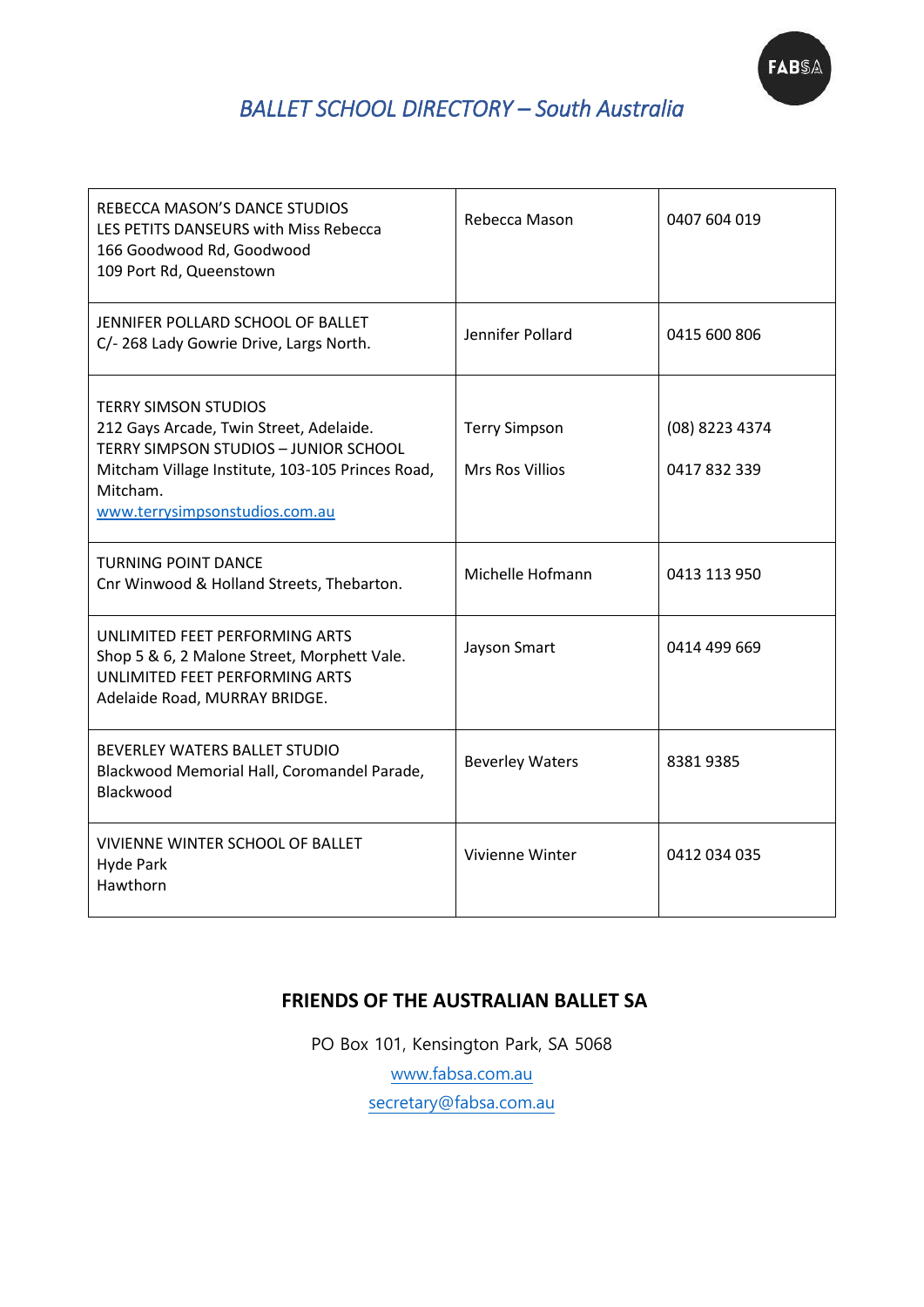# *BALLET SCHOOL DIRECTORY – South Australia*

| | | |
|---|---|---|
| REBECCA MASON'S DANCE STUDIOS<br>LES PETITS DANSEURS with Miss Rebecca<br>166 Goodwood Rd, Goodwood<br>109 Port Rd, Queenstown | Rebecca Mason | 0407 604 019 |
| JENNIFER POLLARD SCHOOL OF BALLET<br>C/- 268 Lady Gowrie Drive, Largs North. | Jennifer Pollard | 0415 600 806 |
| TERRY SIMSON STUDIOS<br>212 Gays Arcade, Twin Street, Adelaide.<br>TERRY SIMPSON STUDIOS – JUNIOR SCHOOL<br>Mitcham Village Institute, 103-105 Princes Road, Mitcham.<br>www.terrysimpsonstudios.com.au | Terry Simpson<br><br>Mrs Ros Villios | (08) 8223 4374<br><br>0417 832 339 |
| TURNING POINT DANCE<br>Cnr Winwood & Holland Streets, Thebarton. | Michelle Hofmann | 0413 113 950 |
| UNLIMITED FEET PERFORMING ARTS<br>Shop 5 & 6, 2 Malone Street, Morphett Vale.<br>UNLIMITED FEET PERFORMING ARTS<br>Adelaide Road, MURRAY BRIDGE. | Jayson Smart | 0414 499 669 |
| BEVERLEY WATERS BALLET STUDIO<br>Blackwood Memorial Hall, Coromandel Parade, Blackwood | Beverley Waters | 8381 9385 |
| VIVIENNE WINTER SCHOOL OF BALLET<br>Hyde Park<br>Hawthorn | Vivienne Winter | 0412 034 035 |

**FRIENDS OF THE AUSTRALIAN BALLET SA**

PO Box 101, Kensington Park, SA 5068

www.fabsa.com.au

secretary@fabsa.com.au